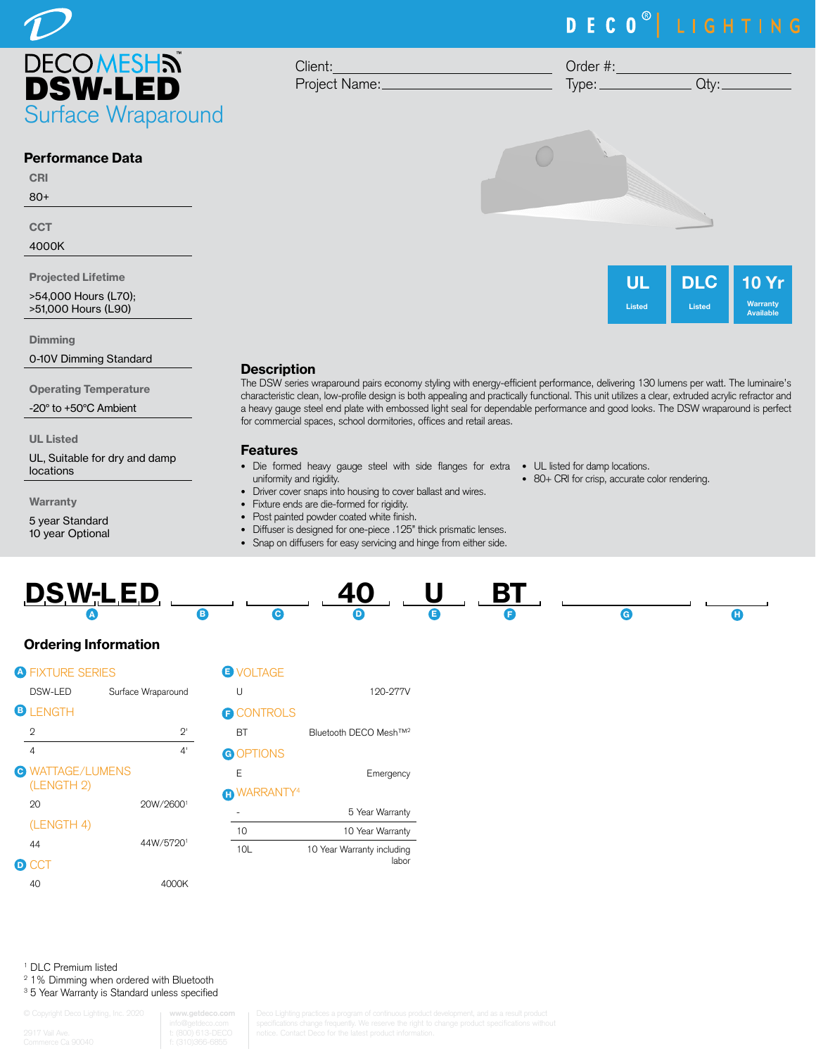DECO® | LIGHTING

# DECOMESH™ DSW-LED

## Surface Wraparound

Client: ______________________ Order #: ______________________

Project Name: ______________________ Type: ____________ Qty: ____________

UL Listed | DLC Listed | 10 Yr Warranty Available

### Performance Data

**CRI**

80+

**CCT**

4000K

**Projected Lifetime**

>54,000 Hours (L70);
>51,000 Hours (L90)

**Dimming**

0-10V Dimming Standard

**Operating Temperature**

-20° to +50°C Ambient

**UL Listed**

UL, Suitable for dry and damp locations

**Warranty**

5 year Standard
10 year Optional

### Description

The DSW series wraparound pairs economy styling with energy-efficient performance, delivering 130 lumens per watt. The luminaire's characteristic clean, low-profile design is both appealing and practically functional. This unit utilizes a clear, extruded acrylic refractor and a heavy gauge steel end plate with embossed light seal for dependable performance and good looks. The DSW wraparound is perfect for commercial spaces, school dormitories, offices and retail areas.

### Features

- Die formed heavy gauge steel with side flanges for extra uniformity and rigidity.
- Driver cover snaps into housing to cover ballast and wires.
- Fixture ends are die-formed for rigidity.
- Post painted powder coated white finish.
- Diffuser is designed for one-piece .125" thick prismatic lenses.
- Snap on diffusers for easy servicing and hinge from either side.
- UL listed for damp locations.
- 80+ CRI for crisp, accurate color rendering.

| DSW-LED | ____ | ____ | 40 | U | BT | ____ | ____ |
|---|---|---|---|---|---|---|---|
| A | B | C | D | E | F | G | H |

### Ordering Information

**A FIXTURE SERIES**

| | |
|---|---|
| DSW-LED | Surface Wraparound |

**B LENGTH**

| | |
|---|---|
| 2 | 2' |
| 4 | 4' |

**C WATTAGE/LUMENS**

(LENGTH 2)

| | |
|---|---|
| 20 | 20W/2600[1] |

(LENGTH 4)

| | |
|---|---|
| 44 | 44W/5720[1] |

**D CCT**

| | |
|---|---|
| 40 | 4000K |

**E VOLTAGE**

| | |
|---|---|
| U | 120-277V |

**F CONTROLS**

| | |
|---|---|
| BT | Bluetooth DECO Mesh™[2] |

**G OPTIONS**

| | |
|---|---|
| E | Emergency |

**H WARRANTY[4]**

| | |
|---|---|
| - | 5 Year Warranty |
| 10 | 10 Year Warranty |
| 10L | 10 Year Warranty including labor |

[1] DLC Premium listed
[2] 1% Dimming when ordered with Bluetooth
[3] 5 Year Warranty is Standard unless specified

© Copyright Deco Lighting, Inc. 2020 | 2917 Vail Ave. Commerce Ca 90040 | www.getdeco.com | info@getdeco.com | t: (800) 613-DECO | f: (310)366-6855

Deco Lighting practices a program of continuous product development, and as a result product specifications change frequently. We reserve the right to change product specifications without notice. Contact Deco for the latest product information.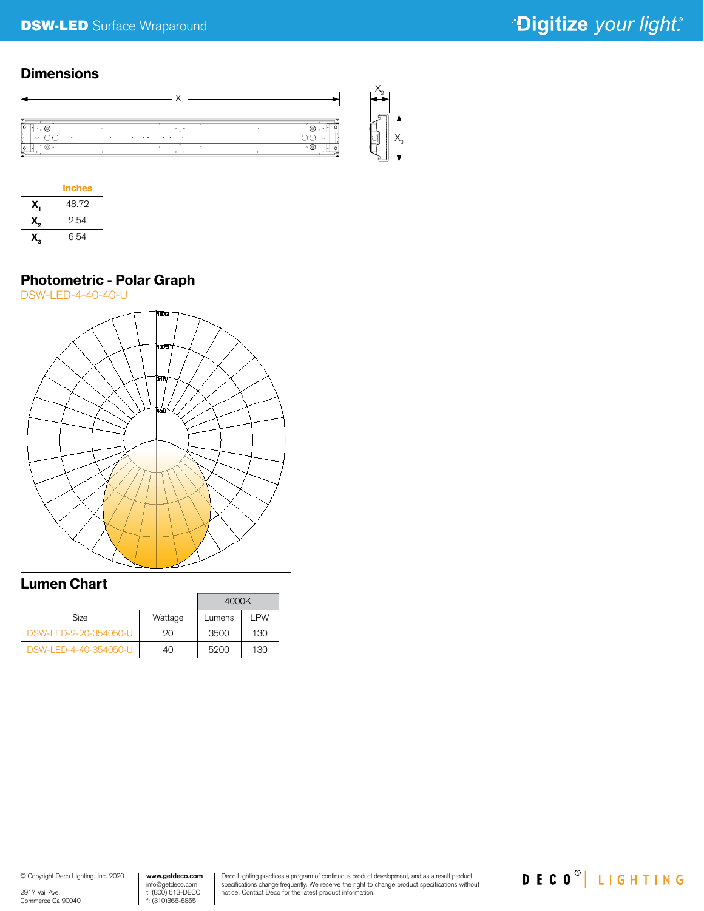## Dimensions

X1

X2

X3

| | Inches |
|---|---|
| $X_1$ | 48.72 |
| $X_2$ | 2.54 |
| $X_3$ | 6.54 |

## Photometric - Polar Graph

DSW-LED-4-40-40-U

1833

1375

916

458

## Lumen Chart

| | | 4000K | |
|---|---|---|---|
| Size | Wattage | Lumens | LPW |
| DSW-LED-2-20-354050-U | 20 | 3500 | 130 |
| DSW-LED-4-40-354050-U | 40 | 5200 | 130 |

© Copyright Deco Lighting, Inc. 2020

2917 Vail Ave.
Commerce Ca 90040

**www.getdeco.com**
info@getdeco.com
t: (800) 613-DECO
f: (310)366-6855

Deco Lighting practices a program of continuous product development, and as a result product specifications change frequently. We reserve the right to change product specifications without notice. Contact Deco for the latest product information.

DECO® | LIGHTING